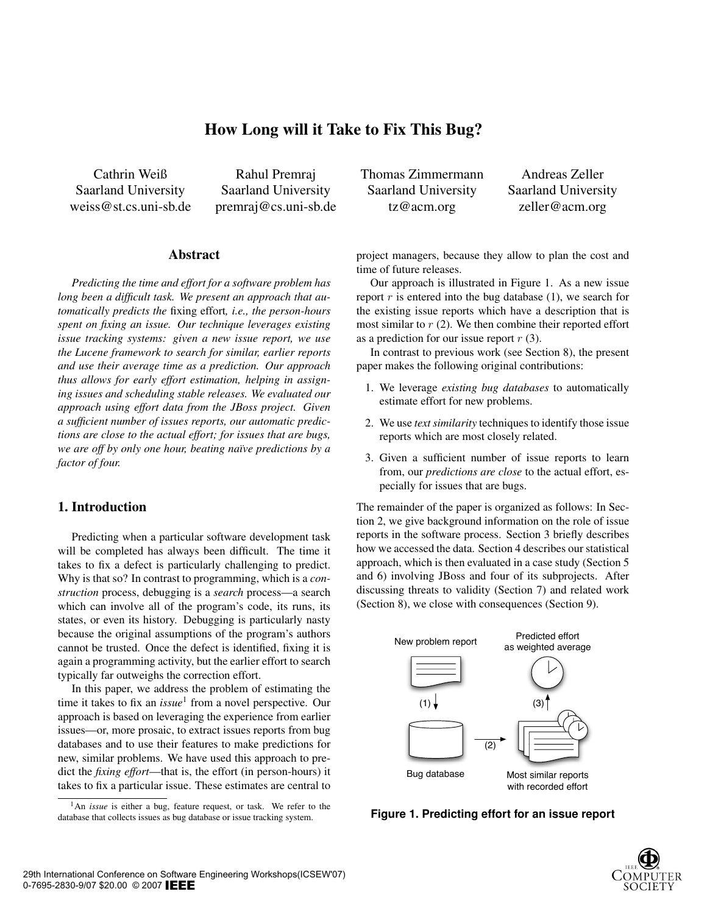# How Long will it Take to Fix This Bug?

Cathrin Weiß
Saarland University
weiss@st.cs.uni-sb.de

Rahul Premraj
Saarland University
premraj@cs.uni-sb.de

Thomas Zimmermann
Saarland University
tz@acm.org

Andreas Zeller
Saarland University
zeller@acm.org

## Abstract

*Predicting the time and effort for a software problem has long been a difficult task. We present an approach that automatically predicts the* fixing effort*, i.e., the person-hours spent on fixing an issue. Our technique leverages existing issue tracking systems: given a new issue report, we use the Lucene framework to search for similar, earlier reports and use their average time as a prediction. Our approach thus allows for early effort estimation, helping in assigning issues and scheduling stable releases. We evaluated our approach using effort data from the JBoss project. Given a sufficient number of issues reports, our automatic predictions are close to the actual effort; for issues that are bugs, we are off by only one hour, beating naïve predictions by a factor of four.*

## 1. Introduction

Predicting when a particular software development task will be completed has always been difficult. The time it takes to fix a defect is particularly challenging to predict. Why is that so? In contrast to programming, which is a *construction* process, debugging is a *search* process—a search which can involve all of the program's code, its runs, its states, or even its history. Debugging is particularly nasty because the original assumptions of the program's authors cannot be trusted. Once the defect is identified, fixing it is again a programming activity, but the earlier effort to search typically far outweighs the correction effort.

In this paper, we address the problem of estimating the time it takes to fix an *issue*[1] from a novel perspective. Our approach is based on leveraging the experience from earlier issues—or, more prosaic, to extract issues reports from bug databases and to use their features to make predictions for new, similar problems. We have used this approach to predict the *fixing effort*—that is, the effort (in person-hours) it takes to fix a particular issue. These estimates are central to project managers, because they allow to plan the cost and time of future releases.

[1] An *issue* is either a bug, feature request, or task. We refer to the database that collects issues as bug database or issue tracking system.

Our approach is illustrated in Figure 1. As a new issue report $r$ is entered into the bug database (1), we search for the existing issue reports which have a description that is most similar to $r$ (2). We then combine their reported effort as a prediction for our issue report $r$ (3).

In contrast to previous work (see Section 8), the present paper makes the following original contributions:

1. We leverage *existing bug databases* to automatically estimate effort for new problems.
2. We use *text similarity* techniques to identify those issue reports which are most closely related.
3. Given a sufficient number of issue reports to learn from, our *predictions are close* to the actual effort, especially for issues that are bugs.

The remainder of the paper is organized as follows: In Section 2, we give background information on the role of issue reports in the software process. Section 3 briefly describes how we accessed the data. Section 4 describes our statistical approach, which is then evaluated in a case study (Section 5 and 6) involving JBoss and four of its subprojects. After discussing threats to validity (Section 7) and related work (Section 8), we close with consequences (Section 9).

New problem report

Predicted effort
as weighted average

(1)

(3)

(2)

Bug database

Most similar reports
with recorded effort

**Figure 1. Predicting effort for an issue report**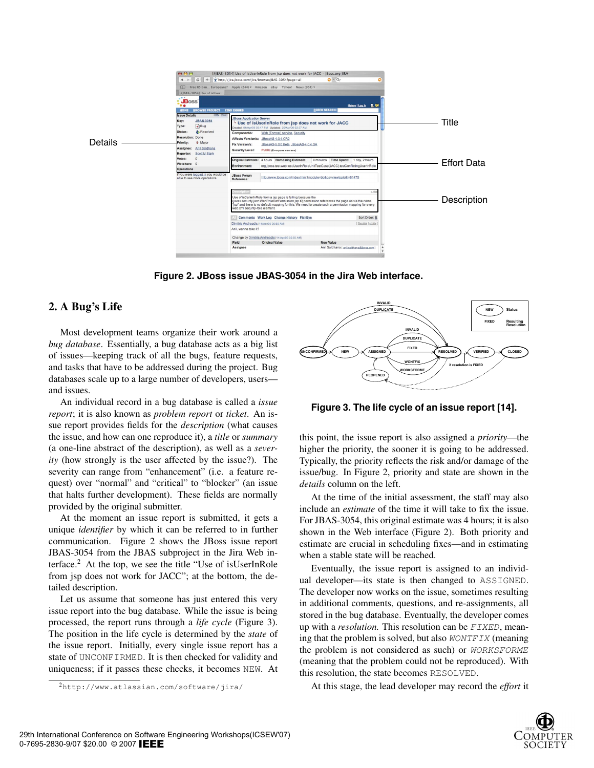Figure 2. JBoss issue JBAS-3054 in the Jira Web interface.

## 2. A Bug's Life

Most development teams organize their work around a *bug database*. Essentially, a bug database acts as a big list of issues—keeping track of all the bugs, feature requests, and tasks that have to be addressed during the project. Bug databases scale up to a large number of developers, users—and issues.

An individual record in a bug database is called a *issue report*; it is also known as *problem report* or *ticket*. An issue report provides fields for the *description* (what causes the issue, and how can one reproduce it), a *title* or *summary* (a one-line abstract of the description), as well as a *severity* (how strongly is the user affected by the issue?). The severity can range from "enhancement" (i.e. a feature request) over "normal" and "critical" to "blocker" (an issue that halts further development). These fields are normally provided by the original submitter.

At the moment an issue report is submitted, it gets a unique *identifier* by which it can be referred to in further communication. Figure 2 shows the JBoss issue report JBAS-3054 from the JBAS subproject in the Jira Web interface.[2] At the top, we see the title "Use of isUserInRole from jsp does not work for JACC"; at the bottom, the detailed description.

Let us assume that someone has just entered this very issue report into the bug database. While the issue is being processed, the report runs through a *life cycle* (Figure 3). The position in the life cycle is determined by the *state* of the issue report. Initially, every single issue report has a state of `UNCONFIRMED`. It is then checked for validity and uniqueness; if it passes these checks, it becomes `NEW`. At this point, the issue report is also assigned a *priority*—the higher the priority, the sooner it is going to be addressed. Typically, the priority reflects the risk and/or damage of the issue/bug. In Figure 2, priority and state are shown in the *details* column on the left.

Figure 3. The life cycle of an issue report [14].

At the time of the initial assessment, the staff may also include an *estimate* of the time it will take to fix the issue. For JBAS-3054, this original estimate was 4 hours; it is also shown in the Web interface (Figure 2). Both priority and estimate are crucial in scheduling fixes—and in estimating when a stable state will be reached.

Eventually, the issue report is assigned to an individual developer—its state is then changed to `ASSIGNED`. The developer now works on the issue, sometimes resulting in additional comments, questions, and re-assignments, all stored in the bug database. Eventually, the developer comes up with a *resolution*. This resolution can be *`FIXED`*, meaning that the problem is solved, but also *`WONTFIX`* (meaning the problem is not considered as such) or *`WORKSFORME`* (meaning that the problem could not be reproduced). With this resolution, the state becomes `RESOLVED`.

At this stage, the lead developer may record the *effort* it

[2] http://www.atlassian.com/software/jira/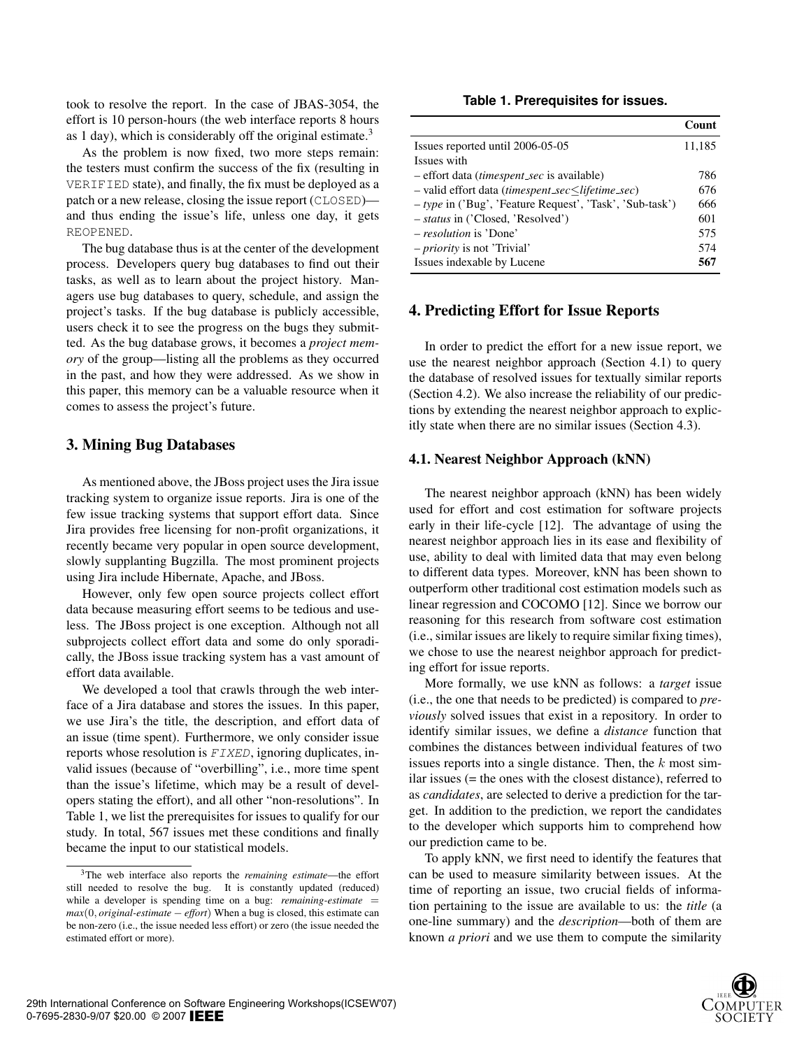took to resolve the report. In the case of JBAS-3054, the effort is 10 person-hours (the web interface reports 8 hours as 1 day), which is considerably off the original estimate.[3]

As the problem is now fixed, two more steps remain: the testers must confirm the success of the fix (resulting in `VERIFIED` state), and finally, the fix must be deployed as a patch or a new release, closing the issue report (`CLOSED`)—and thus ending the issue's life, unless one day, it gets `REOPENED`.

The bug database thus is at the center of the development process. Developers query bug databases to find out their tasks, as well as to learn about the project history. Managers use bug databases to query, schedule, and assign the project's tasks. If the bug database is publicly accessible, users check it to see the progress on the bugs they submitted. As the bug database grows, it becomes a *project memory* of the group—listing all the problems as they occurred in the past, and how they were addressed. As we show in this paper, this memory can be a valuable resource when it comes to assess the project's future.

## 3. Mining Bug Databases

As mentioned above, the JBoss project uses the Jira issue tracking system to organize issue reports. Jira is one of the few issue tracking systems that support effort data. Since Jira provides free licensing for non-profit organizations, it recently became very popular in open source development, slowly supplanting Bugzilla. The most prominent projects using Jira include Hibernate, Apache, and JBoss.

However, only few open source projects collect effort data because measuring effort seems to be tedious and useless. The JBoss project is one exception. Although not all subprojects collect effort data and some do only sporadically, the JBoss issue tracking system has a vast amount of effort data available.

We developed a tool that crawls through the web interface of a Jira database and stores the issues. In this paper, we use Jira's the title, the description, and effort data of an issue (time spent). Furthermore, we only consider issue reports whose resolution is *`FIXED`*, ignoring duplicates, invalid issues (because of "overbilling", i.e., more time spent than the issue's lifetime, which may be a result of developers stating the effort), and all other "non-resolutions". In Table 1, we list the prerequisites for issues to qualify for our study. In total, 567 issues met these conditions and finally became the input to our statistical models.

[3]The web interface also reports the *remaining estimate*—the effort still needed to resolve the bug. It is constantly updated (reduced) while a developer is spending time on a bug: $\textit{remaining-estimate} = \max(0, \textit{original-estimate} - \textit{effort})$ When a bug is closed, this estimate can be non-zero (i.e., the issue needed less effort) or zero (the issue needed the estimated effort or more).

**Table 1. Prerequisites for issues.**

| | **Count** |
|---|---:|
| Issues reported until 2006-05-05 | 11,185 |
| Issues with | |
| – effort data (*timespent_sec* is available) | 786 |
| – valid effort data (*timespent_sec* ≤ *lifetime_sec*) | 676 |
| – *type* in ('Bug', 'Feature Request', 'Task', 'Sub-task') | 666 |
| – *status* in ('Closed, 'Resolved') | 601 |
| – *resolution* is 'Done' | 575 |
| – *priority* is not 'Trivial' | 574 |
| Issues indexable by Lucene | **567** |

## 4. Predicting Effort for Issue Reports

In order to predict the effort for a new issue report, we use the nearest neighbor approach (Section 4.1) to query the database of resolved issues for textually similar reports (Section 4.2). We also increase the reliability of our predictions by extending the nearest neighbor approach to explicitly state when there are no similar issues (Section 4.3).

### 4.1. Nearest Neighbor Approach (kNN)

The nearest neighbor approach (kNN) has been widely used for effort and cost estimation for software projects early in their life-cycle [12]. The advantage of using the nearest neighbor approach lies in its ease and flexibility of use, ability to deal with limited data that may even belong to different data types. Moreover, kNN has been shown to outperform other traditional cost estimation models such as linear regression and COCOMO [12]. Since we borrow our reasoning for this research from software cost estimation (i.e., similar issues are likely to require similar fixing times), we chose to use the nearest neighbor approach for predicting effort for issue reports.

More formally, we use kNN as follows: a *target* issue (i.e., the one that needs to be predicted) is compared to *previously* solved issues that exist in a repository. In order to identify similar issues, we define a *distance* function that combines the distances between individual features of two issues reports into a single distance. Then, the $k$ most similar issues (= the ones with the closest distance), referred to as *candidates*, are selected to derive a prediction for the target. In addition to the prediction, we report the candidates to the developer which supports him to comprehend how our prediction came to be.

To apply kNN, we first need to identify the features that can be used to measure similarity between issues. At the time of reporting an issue, two crucial fields of information pertaining to the issue are available to us: the *title* (a one-line summary) and the *description*—both of them are known *a priori* and we use them to compute the similarity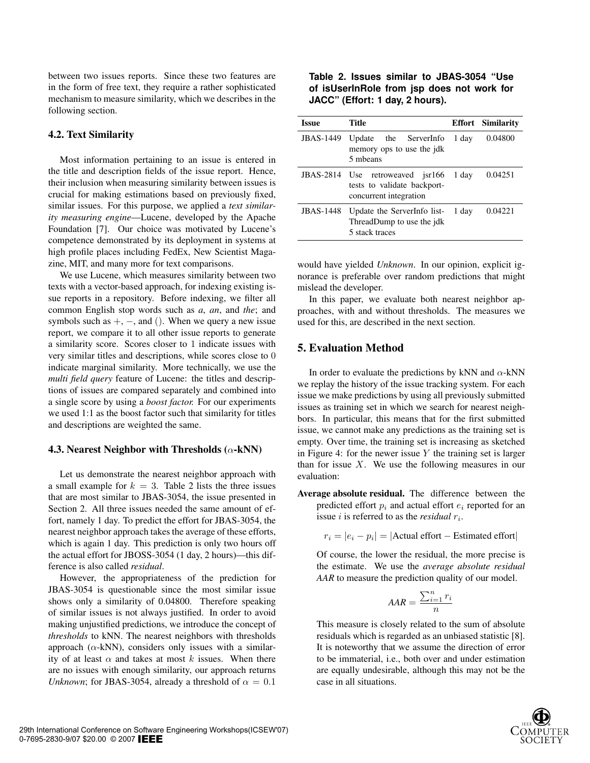between two issues reports. Since these two features are in the form of free text, they require a rather sophisticated mechanism to measure similarity, which we describes in the following section.

### 4.2. Text Similarity

Most information pertaining to an issue is entered in the title and description fields of the issue report. Hence, their inclusion when measuring similarity between issues is crucial for making estimations based on previously fixed, similar issues. For this purpose, we applied a *text similarity measuring engine*—Lucene, developed by the Apache Foundation [7]. Our choice was motivated by Lucene's competence demonstrated by its deployment in systems at high profile places including FedEx, New Scientist Magazine, MIT, and many more for text comparisons.

We use Lucene, which measures similarity between two texts with a vector-based approach, for indexing existing issue reports in a repository. Before indexing, we filter all common English stop words such as *a*, *an*, and *the*; and symbols such as $+$, $-$, and $()$. When we query a new issue report, we compare it to all other issue reports to generate a similarity score. Scores closer to 1 indicate issues with very similar titles and descriptions, while scores close to 0 indicate marginal similarity. More technically, we use the *multi field query* feature of Lucene: the titles and descriptions of issues are compared separately and combined into a single score by using a *boost factor.* For our experiments we used 1:1 as the boost factor such that similarity for titles and descriptions are weighted the same.

### 4.3. Nearest Neighbor with Thresholds ($\alpha$-kNN)

Let us demonstrate the nearest neighbor approach with a small example for $k = 3$. Table 2 lists the three issues that are most similar to JBAS-3054, the issue presented in Section 2. All three issues needed the same amount of effort, namely 1 day. To predict the effort for JBAS-3054, the nearest neighbor approach takes the average of these efforts, which is again 1 day. This prediction is only two hours off the actual effort for JBOSS-3054 (1 day, 2 hours)—this difference is also called *residual*.

However, the appropriateness of the prediction for JBAS-3054 is questionable since the most similar issue shows only a similarity of 0.04800. Therefore speaking of similar issues is not always justified. In order to avoid making unjustified predictions, we introduce the concept of *thresholds* to kNN. The nearest neighbors with thresholds approach ($\alpha$-kNN), considers only issues with a similarity of at least $\alpha$ and takes at most $k$ issues. When there are no issues with enough similarity, our approach returns *Unknown*; for JBAS-3054, already a threshold of $\alpha = 0.1$ would have yielded *Unknown*. In our opinion, explicit ignorance is preferable over random predictions that might mislead the developer.

**Table 2. Issues similar to JBAS-3054 "Use of isUserInRole from jsp does not work for JACC" (Effort: 1 day, 2 hours).**

| Issue | Title | Effort | Similarity |
|---|---|---|---|
| JBAS-1449 | Update the ServerInfo memory ops to use the jdk 5 mbeans | 1 day | 0.04800 |
| JBAS-2814 | Use retroweaved jsr166 tests to validate backport-concurrent integration | 1 day | 0.04251 |
| JBAS-1448 | Update the ServerInfo listThreadDump to use the jdk 5 stack traces | 1 day | 0.04221 |

In this paper, we evaluate both nearest neighbor approaches, with and without thresholds. The measures we used for this, are described in the next section.

## 5. Evaluation Method

In order to evaluate the predictions by kNN and $\alpha$-kNN we replay the history of the issue tracking system. For each issue we make predictions by using all previously submitted issues as training set in which we search for nearest neighbors. In particular, this means that for the first submitted issue, we cannot make any predictions as the training set is empty. Over time, the training set is increasing as sketched in Figure 4: for the newer issue $Y$ the training set is larger than for issue $X$. We use the following measures in our evaluation:

**Average absolute residual.** The difference between the predicted effort $p_i$ and actual effort $e_i$ reported for an issue $i$ is referred to as the *residual* $r_i$.

$$r_i = |e_i - p_i| = |\text{Actual effort} - \text{Estimated effort}|$$

Of course, the lower the residual, the more precise is the estimate. We use the *average absolute residual* *AAR* to measure the prediction quality of our model.

$$AAR = \frac{\sum_{i=1}^{n} r_i}{n}$$

This measure is closely related to the sum of absolute residuals which is regarded as an unbiased statistic [8]. It is noteworthy that we assume the direction of error to be immaterial, i.e., both over and under estimation are equally undesirable, although this may not be the case in all situations.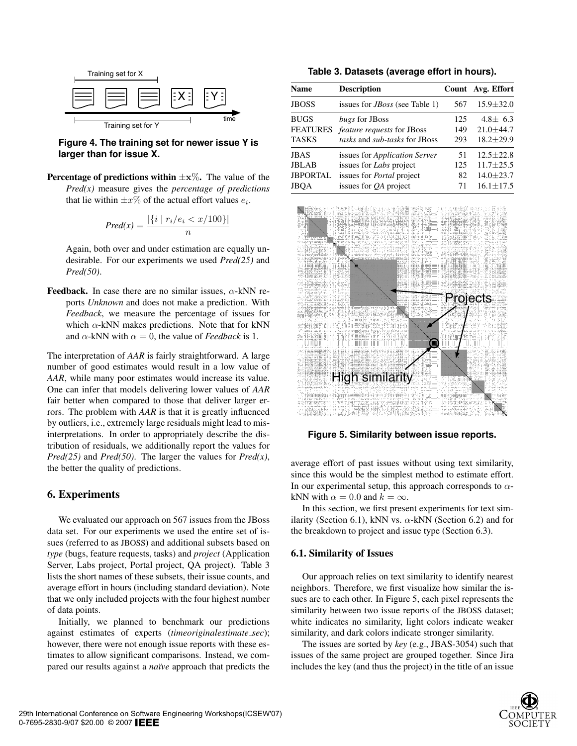Figure 4. The training set for newer issue Y is larger than for issue X.

**Percentage of predictions within $\pm x\%$.** The value of the *Pred(x)* measure gives the *percentage of predictions* that lie within $\pm x\%$ of the actual effort values $e_i$.

$$\textit{Pred(x)} = \frac{|\{i \mid r_i/e_i < x/100\}|}{n}$$

Again, both over and under estimation are equally undesirable. For our experiments we used *Pred(25)* and *Pred(50)*.

**Feedback.** In case there are no similar issues, $\alpha$-kNN reports *Unknown* and does not make a prediction. With *Feedback*, we measure the percentage of issues for which $\alpha$-kNN makes predictions. Note that for kNN and $\alpha$-kNN with $\alpha = 0$, the value of *Feedback* is 1.

The interpretation of *AAR* is fairly straightforward. A large number of good estimates would result in a low value of *AAR*, while many poor estimates would increase its value. One can infer that models delivering lower values of *AAR* fair better when compared to those that deliver larger errors. The problem with *AAR* is that it is greatly influenced by outliers, i.e., extremely large residuals might lead to misinterpretations. In order to appropriately describe the distribution of residuals, we additionally report the values for *Pred(25)* and *Pred(50)*. The larger the values for *Pred(x)*, the better the quality of predictions.

## 6. Experiments

We evaluated our approach on 567 issues from the JBoss data set. For our experiments we used the entire set of issues (referred to as JBOSS) and additional subsets based on *type* (bugs, feature requests, tasks) and *project* (Application Server, Labs project, Portal project, QA project). Table 3 lists the short names of these subsets, their issue counts, and average effort in hours (including standard deviation). Note that we only included projects with the four highest number of data points.

Initially, we planned to benchmark our predictions against estimates of experts (*timeoriginalestimate_sec*); however, there were not enough issue reports with these estimates to allow significant comparisons. Instead, we compared our results against a *naïve* approach that predicts the

**Table 3. Datasets (average effort in hours).**

| Name | Description | Count | Avg. Effort |
|---|---|---|---|
| JBOSS | issues for *JBoss* (see Table 1) | 567 | 15.9±32.0 |
| BUGS | *bugs* for JBoss | 125 | 4.8± 6.3 |
| FEATURES | *feature requests* for JBoss | 149 | 21.0±44.7 |
| TASKS | *tasks* and *sub-tasks* for JBoss | 293 | 18.2±29.9 |
| JBAS | issues for *Application Server* | 51 | 12.5±22.8 |
| JBLAB | issues for *Labs* project | 125 | 11.7±25.5 |
| JBPORTAL | issues for *Portal* project | 82 | 14.0±23.7 |
| JBQA | issues for *QA* project | 71 | 16.1±17.5 |

Figure 5. Similarity between issue reports.

average effort of past issues without using text similarity, since this would be the simplest method to estimate effort. In our experimental setup, this approach corresponds to $\alpha$-kNN with $\alpha = 0.0$ and $k = \infty$.

In this section, we first present experiments for text similarity (Section 6.1), kNN vs. $\alpha$-kNN (Section 6.2) and for the breakdown to project and issue type (Section 6.3).

### 6.1. Similarity of Issues

Our approach relies on text similarity to identify nearest neighbors. Therefore, we first visualize how similar the issues are to each other. In Figure 5, each pixel represents the similarity between two issue reports of the JBOSS dataset; white indicates no similarity, light colors indicate weaker similarity, and dark colors indicate stronger similarity.

The issues are sorted by *key* (e.g., JBAS-3054) such that issues of the same project are grouped together. Since Jira includes the key (and thus the project) in the title of an issue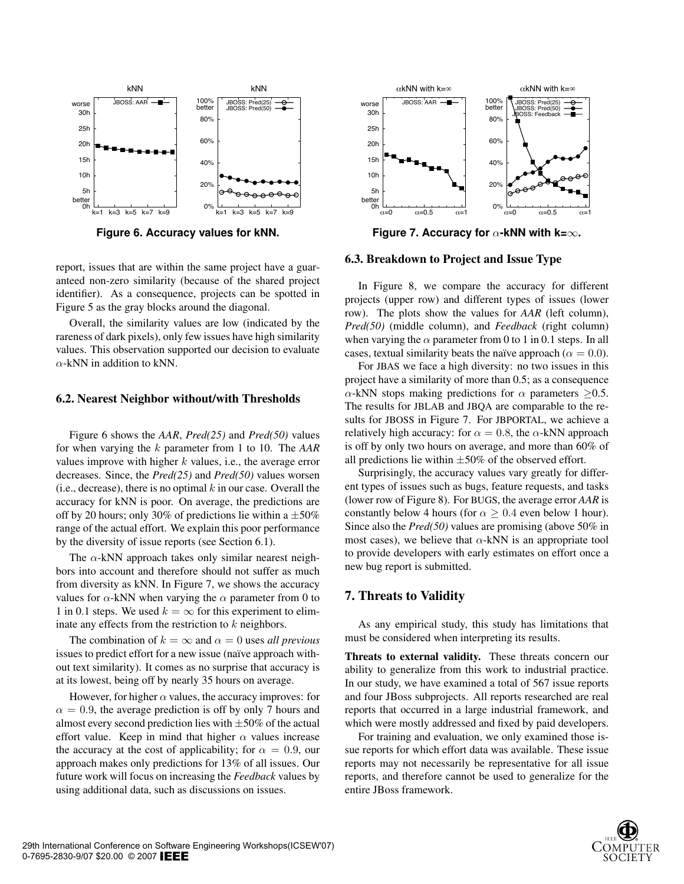Figure 6. Accuracy values for kNN.

Figure 7. Accuracy for $\alpha$-kNN with k=$\infty$.

report, issues that are within the same project have a guaranteed non-zero similarity (because of the shared project identifier). As a consequence, projects can be spotted in Figure 5 as the gray blocks around the diagonal.

Overall, the similarity values are low (indicated by the rareness of dark pixels), only few issues have high similarity values. This observation supported our decision to evaluate $\alpha$-kNN in addition to kNN.

### 6.2. Nearest Neighbor without/with Thresholds

Figure 6 shows the *AAR*, *Pred(25)* and *Pred(50)* values for when varying the $k$ parameter from 1 to 10. The *AAR* values improve with higher $k$ values, i.e., the average error decreases. Since, the *Pred(25)* and *Pred(50)* values worsen (i.e., decrease), there is no optimal $k$ in our case. Overall the accuracy for kNN is poor. On average, the predictions are off by 20 hours; only 30% of predictions lie within a $\pm 50\%$ range of the actual effort. We explain this poor performance by the diversity of issue reports (see Section 6.1).

The $\alpha$-kNN approach takes only similar nearest neighbors into account and therefore should not suffer as much from diversity as kNN. In Figure 7, we shows the accuracy values for $\alpha$-kNN when varying the $\alpha$ parameter from 0 to 1 in 0.1 steps. We used $k = \infty$ for this experiment to eliminate any effects from the restriction to $k$ neighbors.

The combination of $k = \infty$ and $\alpha = 0$ uses *all previous* issues to predict effort for a new issue (naïve approach without text similarity). It comes as no surprise that accuracy is at its lowest, being off by nearly 35 hours on average.

However, for higher $\alpha$ values, the accuracy improves: for $\alpha = 0.9$, the average prediction is off by only 7 hours and almost every second prediction lies with $\pm 50\%$ of the actual effort value. Keep in mind that higher $\alpha$ values increase the accuracy at the cost of applicability; for $\alpha = 0.9$, our approach makes only predictions for 13% of all issues. Our future work will focus on increasing the *Feedback* values by using additional data, such as discussions on issues.

### 6.3. Breakdown to Project and Issue Type

In Figure 8, we compare the accuracy for different projects (upper row) and different types of issues (lower row). The plots show the values for *AAR* (left column), *Pred(50)* (middle column), and *Feedback* (right column) when varying the $\alpha$ parameter from 0 to 1 in 0.1 steps. In all cases, textual similarity beats the naïve approach ($\alpha = 0.0$).

For JBAS we face a high diversity: no two issues in this project have a similarity of more than 0.5; as a consequence $\alpha$-kNN stops making predictions for $\alpha$ parameters $\geq$0.5. The results for JBLAB and JBQA are comparable to the results for JBOSS in Figure 7. For JBPORTAL, we achieve a relatively high accuracy: for $\alpha = 0.8$, the $\alpha$-kNN approach is off by only two hours on average, and more than 60% of all predictions lie within $\pm 50\%$ of the observed effort.

Surprisingly, the accuracy values vary greatly for different types of issues such as bugs, feature requests, and tasks (lower row of Figure 8). For BUGS, the average error *AAR* is constantly below 4 hours (for $\alpha \geq 0.4$ even below 1 hour). Since also the *Pred(50)* values are promising (above 50% in most cases), we believe that $\alpha$-kNN is an appropriate tool to provide developers with early estimates on effort once a new bug report is submitted.

## 7. Threats to Validity

As any empirical study, this study has limitations that must be considered when interpreting its results.

**Threats to external validity.** These threats concern our ability to generalize from this work to industrial practice. In our study, we have examined a total of 567 issue reports and four JBoss subprojects. All reports researched are real reports that occurred in a large industrial framework, and which were mostly addressed and fixed by paid developers.

For training and evaluation, we only examined those issue reports for which effort data was available. These issue reports may not necessarily be representative for all issue reports, and therefore cannot be used to generalize for the entire JBoss framework.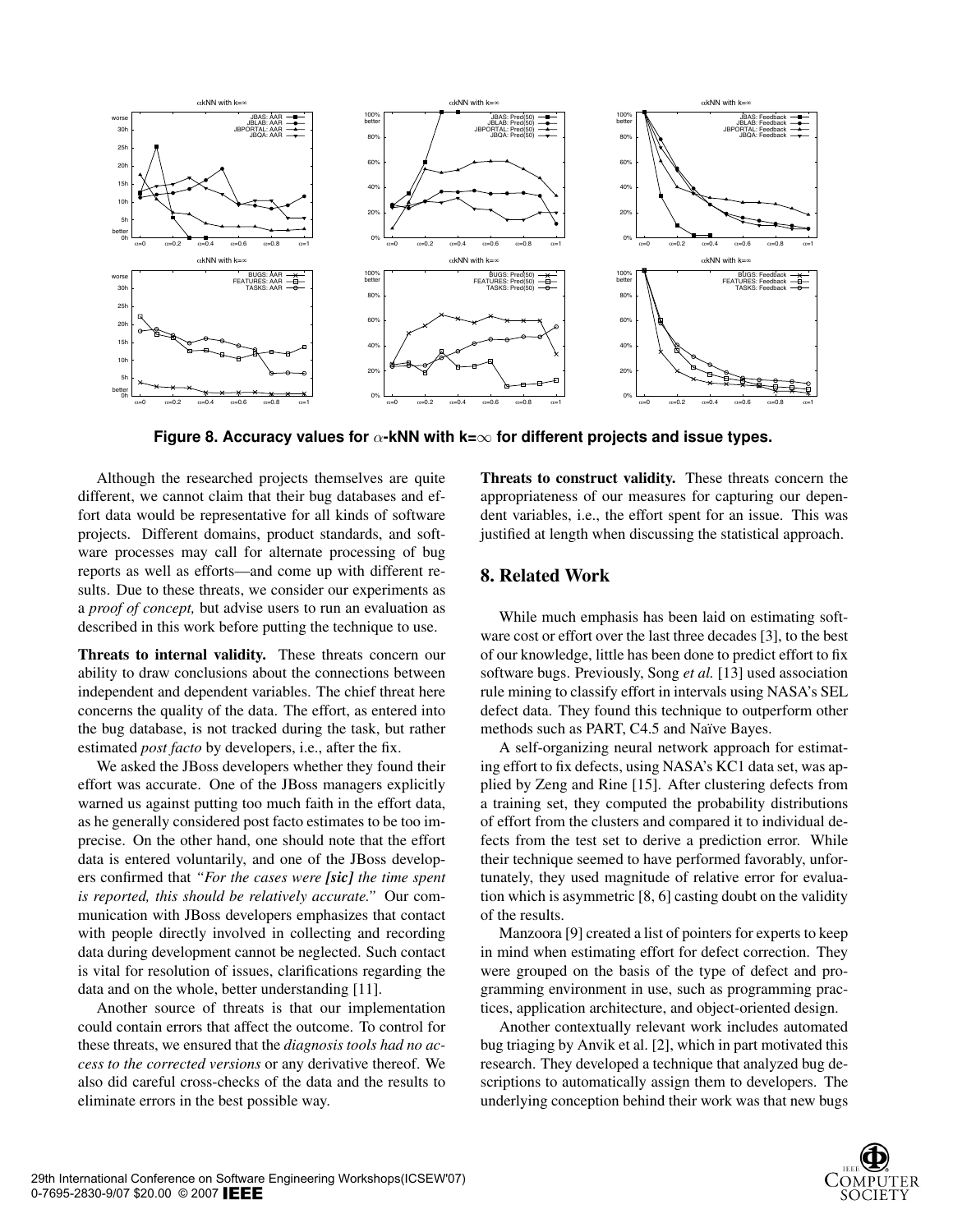**Figure 8. Accuracy values for $\alpha$-kNN with k=$\infty$ for different projects and issue types.**

Although the researched projects themselves are quite different, we cannot claim that their bug databases and effort data would be representative for all kinds of software projects. Different domains, product standards, and software processes may call for alternate processing of bug reports as well as efforts—and come up with different results. Due to these threats, we consider our experiments as a *proof of concept,* but advise users to run an evaluation as described in this work before putting the technique to use.

**Threats to internal validity.** These threats concern our ability to draw conclusions about the connections between independent and dependent variables. The chief threat here concerns the quality of the data. The effort, as entered into the bug database, is not tracked during the task, but rather estimated *post facto* by developers, i.e., after the fix.

We asked the JBoss developers whether they found their effort was accurate. One of the JBoss managers explicitly warned us against putting too much faith in the effort data, as he generally considered post facto estimates to be too imprecise. On the other hand, one should note that the effort data is entered voluntarily, and one of the JBoss developers confirmed that *"For the cases were **[sic]** the time spent is reported, this should be relatively accurate."* Our communication with JBoss developers emphasizes that contact with people directly involved in collecting and recording data during development cannot be neglected. Such contact is vital for resolution of issues, clarifications regarding the data and on the whole, better understanding [11].

Another source of threats is that our implementation could contain errors that affect the outcome. To control for these threats, we ensured that the *diagnosis tools had no access to the corrected versions* or any derivative thereof. We also did careful cross-checks of the data and the results to eliminate errors in the best possible way.

**Threats to construct validity.** These threats concern the appropriateness of our measures for capturing our dependent variables, i.e., the effort spent for an issue. This was justified at length when discussing the statistical approach.

## 8. Related Work

While much emphasis has been laid on estimating software cost or effort over the last three decades [3], to the best of our knowledge, little has been done to predict effort to fix software bugs. Previously, Song *et al.* [13] used association rule mining to classify effort in intervals using NASA's SEL defect data. They found this technique to outperform other methods such as PART, C4.5 and Naïve Bayes.

A self-organizing neural network approach for estimating effort to fix defects, using NASA's KC1 data set, was applied by Zeng and Rine [15]. After clustering defects from a training set, they computed the probability distributions of effort from the clusters and compared it to individual defects from the test set to derive a prediction error. While their technique seemed to have performed favorably, unfortunately, they used magnitude of relative error for evaluation which is asymmetric [8, 6] casting doubt on the validity of the results.

Manzoora [9] created a list of pointers for experts to keep in mind when estimating effort for defect correction. They were grouped on the basis of the type of defect and programming environment in use, such as programming practices, application architecture, and object-oriented design.

Another contextually relevant work includes automated bug triaging by Anvik et al. [2], which in part motivated this research. They developed a technique that analyzed bug descriptions to automatically assign them to developers. The underlying conception behind their work was that new bugs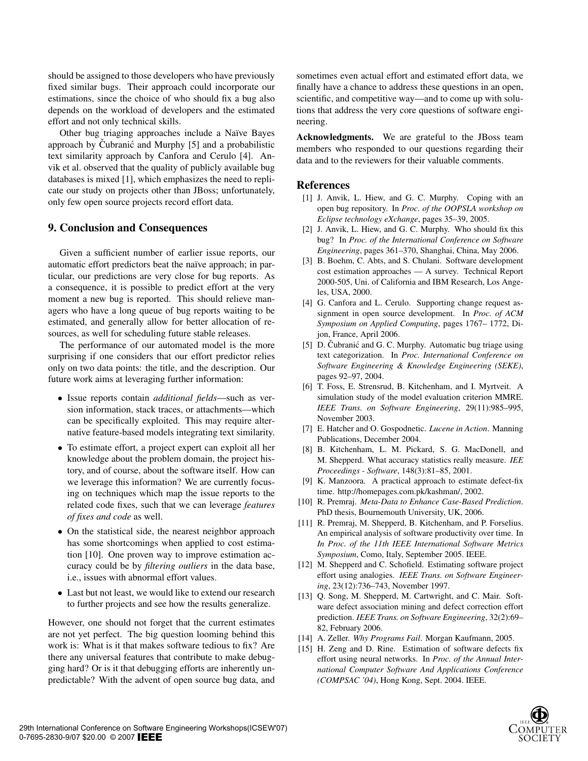should be assigned to those developers who have previously fixed similar bugs. Their approach could incorporate our estimations, since the choice of who should fix a bug also depends on the workload of developers and the estimated effort and not only technical skills.

Other bug triaging approaches include a Naïve Bayes approach by Čubranić and Murphy [5] and a probabilistic text similarity approach by Canfora and Cerulo [4]. Anvik et al. observed that the quality of publicly available bug databases is mixed [1], which emphasizes the need to replicate our study on projects other than JBoss; unfortunately, only few open source projects record effort data.

## 9. Conclusion and Consequences

Given a sufficient number of earlier issue reports, our automatic effort predictors beat the naïve approach; in particular, our predictions are very close for bug reports. As a consequence, it is possible to predict effort at the very moment a new bug is reported. This should relieve managers who have a long queue of bug reports waiting to be estimated, and generally allow for better allocation of resources, as well for scheduling future stable releases.

The performance of our automated model is the more surprising if one considers that our effort predictor relies only on two data points: the title, and the description. Our future work aims at leveraging further information:

- Issue reports contain *additional fields*—such as version information, stack traces, or attachments—which can be specifically exploited. This may require alternative feature-based models integrating text similarity.
- To estimate effort, a project expert can exploit all her knowledge about the problem domain, the project history, and of course, about the software itself. How can we leverage this information? We are currently focusing on techniques which map the issue reports to the related code fixes, such that we can leverage *features of fixes and code* as well.
- On the statistical side, the nearest neighbor approach has some shortcomings when applied to cost estimation [10]. One proven way to improve estimation accuracy could be by *filtering outliers* in the data base, i.e., issues with abnormal effort values.
- Last but not least, we would like to extend our research to further projects and see how the results generalize.

However, one should not forget that the current estimates are not yet perfect. The big question looming behind this work is: What is it that makes software tedious to fix? Are there any universal features that contribute to make debugging hard? Or is it that debugging efforts are inherently unpredictable? With the advent of open source bug data, and sometimes even actual effort and estimated effort data, we finally have a chance to address these questions in an open, scientific, and competitive way—and to come up with solutions that address the very core questions of software engineering.

**Acknowledgments.** We are grateful to the JBoss team members who responded to our questions regarding their data and to the reviewers for their valuable comments.

## References

[1] J. Anvik, L. Hiew, and G. C. Murphy. Coping with an open bug repository. In *Proc. of the OOPSLA workshop on Eclipse technology eXchange*, pages 35–39, 2005.

[2] J. Anvik, L. Hiew, and G. C. Murphy. Who should fix this bug? In *Proc. of the International Conference on Software Engineering*, pages 361–370, Shanghai, China, May 2006.

[3] B. Boehm, C. Abts, and S. Chulani. Software development cost estimation approaches — A survey. Technical Report 2000-505, Uni. of California and IBM Research, Los Angeles, USA, 2000.

[4] G. Canfora and L. Cerulo. Supporting change request assignment in open source development. In *Proc. of ACM Symposium on Applied Computing*, pages 1767– 1772, Dijon, France, April 2006.

[5] D. Čubranić and G. C. Murphy. Automatic bug triage using text categorization. In *Proc. International Conference on Software Engineering & Knowledge Engineering (SEKE)*, pages 92–97, 2004.

[6] T. Foss, E. Strensrud, B. Kitchenham, and I. Myrtveit. A simulation study of the model evaluation criterion MMRE. *IEEE Trans. on Software Engineering*, 29(11):985–995, November 2003.

[7] E. Hatcher and O. Gospodnetic. *Lucene in Action*. Manning Publications, December 2004.

[8] B. Kitchenham, L. M. Pickard, S. G. MacDonell, and M. Shepperd. What accuracy statistics really measure. *IEE Proceedings - Software*, 148(3):81–85, 2001.

[9] K. Manzoora. A practical approach to estimate defect-fix time. http://homepages.com.pk/kashman/, 2002.

[10] R. Premraj. *Meta-Data to Enhance Case-Based Prediction*. PhD thesis, Bournemouth University, UK, 2006.

[11] R. Premraj, M. Shepperd, B. Kitchenham, and P. Forselius. An empirical analysis of software productivity over time. In *In Proc. of the 11th IEEE International Software Metrics Symposium*, Como, Italy, September 2005. IEEE.

[12] M. Shepperd and C. Schofield. Estimating software project effort using analogies. *IEEE Trans. on Software Engineering*, 23(12):736–743, November 1997.

[13] Q. Song, M. Shepperd, M. Cartwright, and C. Mair. Software defect association mining and defect correction effort prediction. *IEEE Trans. on Software Engineering*, 32(2):69–82, February 2006.

[14] A. Zeller. *Why Programs Fail*. Morgan Kaufmann, 2005.

[15] H. Zeng and D. Rine. Estimation of software defects fix effort using neural networks. In *Proc. of the Annual International Computer Software And Applications Conference (COMPSAC '04)*, Hong Kong, Sept. 2004. IEEE.